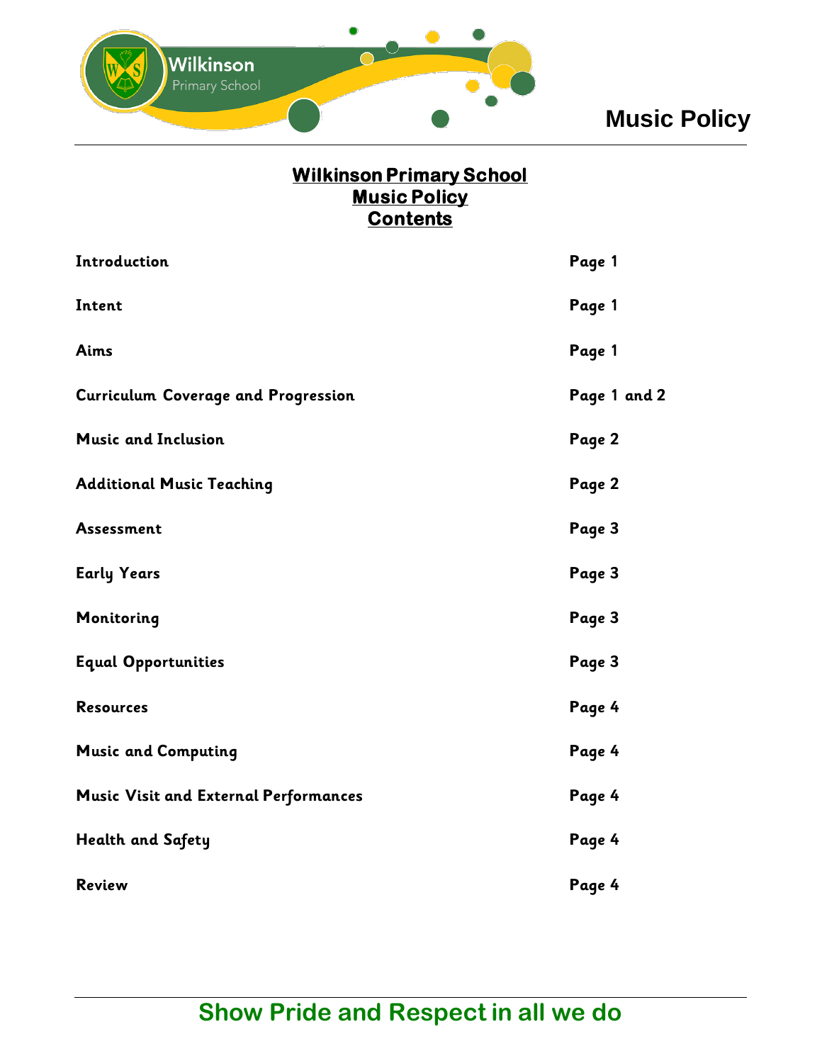# Wilkinson Primary School
## Music Policy
## Contents

| | |
|---|---|
| **Introduction** | **Page 1** |
| **Intent** | **Page 1** |
| **Aims** | **Page 1** |
| **Curriculum Coverage and Progression** | **Page 1 and 2** |
| **Music and Inclusion** | **Page 2** |
| **Additional Music Teaching** | **Page 2** |
| **Assessment** | **Page 3** |
| **Early Years** | **Page 3** |
| **Monitoring** | **Page 3** |
| **Equal Opportunities** | **Page 3** |
| **Resources** | **Page 4** |
| **Music and Computing** | **Page 4** |
| **Music Visit and External Performances** | **Page 4** |
| **Health and Safety** | **Page 4** |
| **Review** | **Page 4** |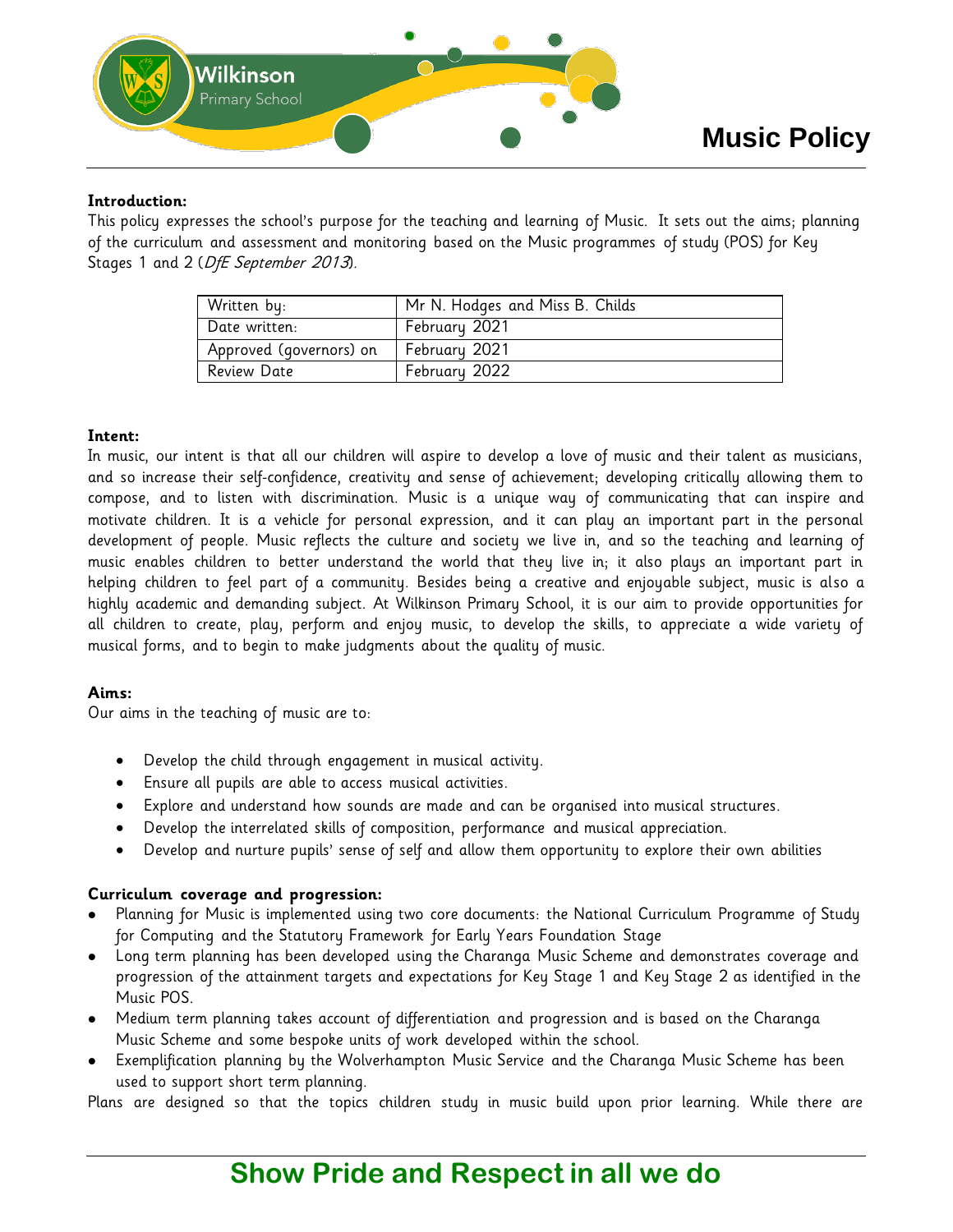# Music Policy

**Introduction:**

This policy expresses the school's purpose for the teaching and learning of Music. It sets out the aims; planning of the curriculum and assessment and monitoring based on the Music programmes of study (POS) for Key Stages 1 and 2 (*DfE September 2013*).

| Written by: | Mr N. Hodges and Miss B. Childs |
|---|---|
| Date written: | February 2021 |
| Approved (governors) on | February 2021 |
| Review Date | February 2022 |

**Intent:**

In music, our intent is that all our children will aspire to develop a love of music and their talent as musicians, and so increase their self-confidence, creativity and sense of achievement; developing critically allowing them to compose, and to listen with discrimination. Music is a unique way of communicating that can inspire and motivate children. It is a vehicle for personal expression, and it can play an important part in the personal development of people. Music reflects the culture and society we live in, and so the teaching and learning of music enables children to better understand the world that they live in; it also plays an important part in helping children to feel part of a community. Besides being a creative and enjoyable subject, music is also a highly academic and demanding subject. At Wilkinson Primary School, it is our aim to provide opportunities for all children to create, play, perform and enjoy music, to develop the skills, to appreciate a wide variety of musical forms, and to begin to make judgments about the quality of music.

**Aims:**

Our aims in the teaching of music are to:

- Develop the child through engagement in musical activity.
- Ensure all pupils are able to access musical activities.
- Explore and understand how sounds are made and can be organised into musical structures.
- Develop the interrelated skills of composition, performance and musical appreciation.
- Develop and nurture pupils' sense of self and allow them opportunity to explore their own abilities

**Curriculum coverage and progression:**

- Planning for Music is implemented using two core documents: the National Curriculum Programme of Study for Computing and the Statutory Framework for Early Years Foundation Stage
- Long term planning has been developed using the Charanga Music Scheme and demonstrates coverage and progression of the attainment targets and expectations for Key Stage 1 and Key Stage 2 as identified in the Music POS.
- Medium term planning takes account of differentiation and progression and is based on the Charanga Music Scheme and some bespoke units of work developed within the school.
- Exemplification planning by the Wolverhampton Music Service and the Charanga Music Scheme has been used to support short term planning.

Plans are designed so that the topics children study in music build upon prior learning. While there are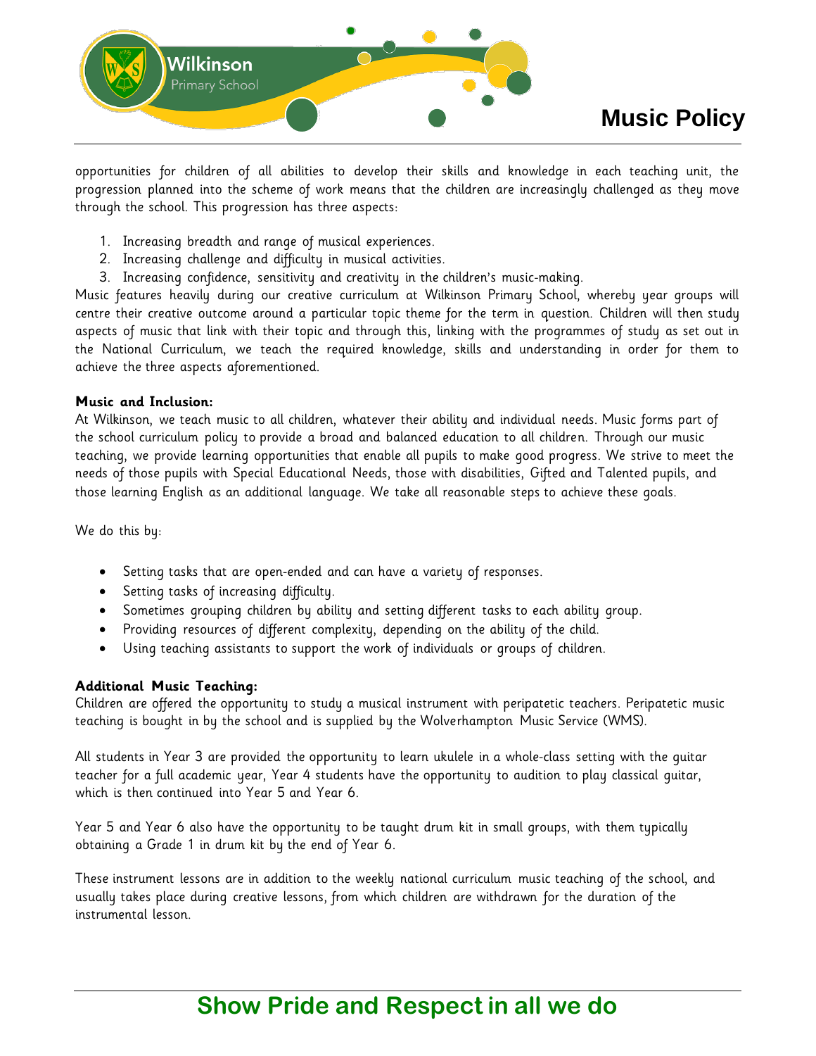opportunities for children of all abilities to develop their skills and knowledge in each teaching unit, the progression planned into the scheme of work means that the children are increasingly challenged as they move through the school. This progression has three aspects:

1. Increasing breadth and range of musical experiences.
2. Increasing challenge and difficulty in musical activities.
3. Increasing confidence, sensitivity and creativity in the children's music-making.

Music features heavily during our creative curriculum at Wilkinson Primary School, whereby year groups will centre their creative outcome around a particular topic theme for the term in question. Children will then study aspects of music that link with their topic and through this, linking with the programmes of study as set out in the National Curriculum, we teach the required knowledge, skills and understanding in order for them to achieve the three aspects aforementioned.

**Music and Inclusion:**

At Wilkinson, we teach music to all children, whatever their ability and individual needs. Music forms part of the school curriculum policy to provide a broad and balanced education to all children. Through our music teaching, we provide learning opportunities that enable all pupils to make good progress. We strive to meet the needs of those pupils with Special Educational Needs, those with disabilities, Gifted and Talented pupils, and those learning English as an additional language. We take all reasonable steps to achieve these goals.

We do this by:

- Setting tasks that are open-ended and can have a variety of responses.
- Setting tasks of increasing difficulty.
- Sometimes grouping children by ability and setting different tasks to each ability group.
- Providing resources of different complexity, depending on the ability of the child.
- Using teaching assistants to support the work of individuals or groups of children.

**Additional Music Teaching:**

Children are offered the opportunity to study a musical instrument with peripatetic teachers. Peripatetic music teaching is bought in by the school and is supplied by the Wolverhampton Music Service (WMS).

All students in Year 3 are provided the opportunity to learn ukulele in a whole-class setting with the guitar teacher for a full academic year, Year 4 students have the opportunity to audition to play classical guitar, which is then continued into Year 5 and Year 6.

Year 5 and Year 6 also have the opportunity to be taught drum kit in small groups, with them typically obtaining a Grade 1 in drum kit by the end of Year 6.

These instrument lessons are in addition to the weekly national curriculum music teaching of the school, and usually takes place during creative lessons, from which children are withdrawn for the duration of the instrumental lesson.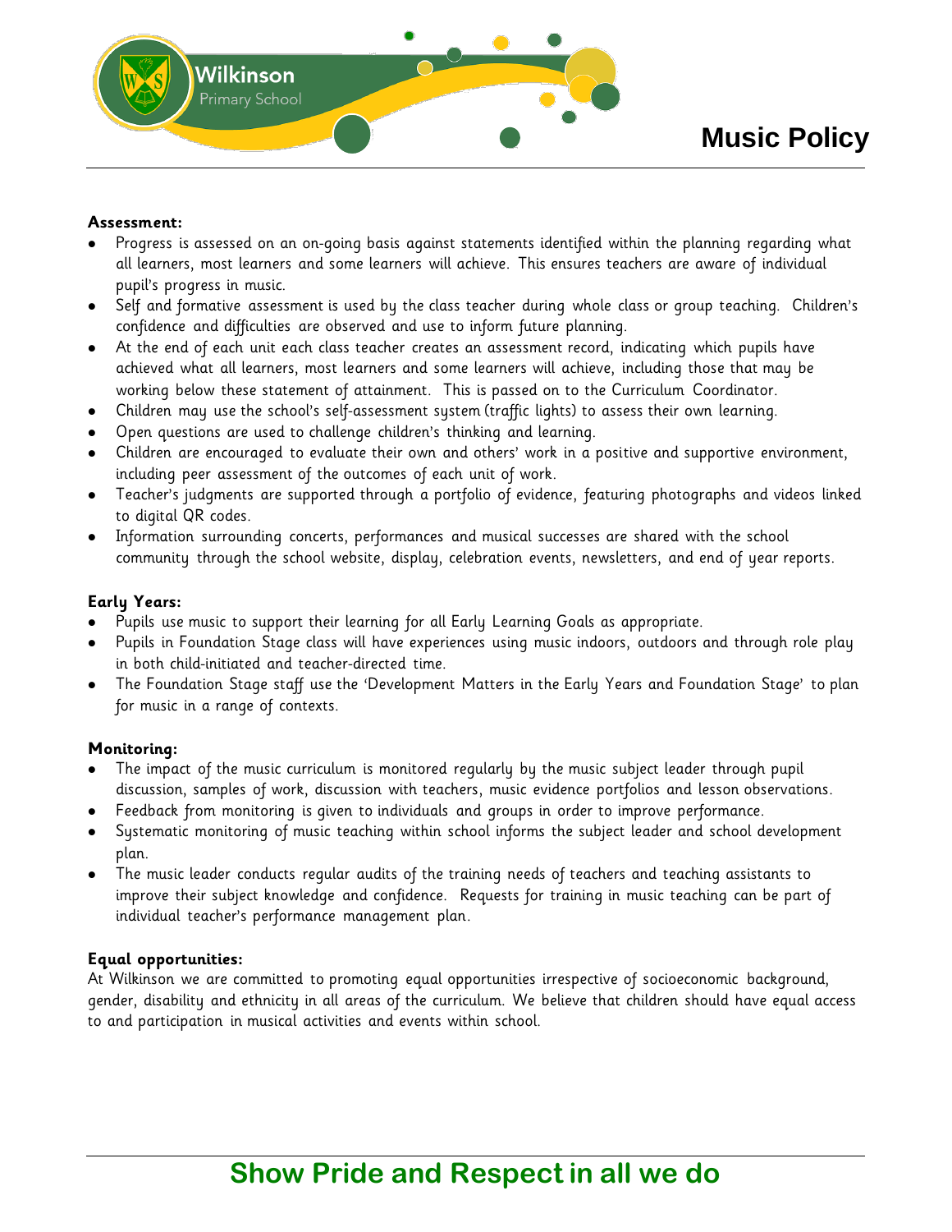**Assessment:**

- Progress is assessed on an on-going basis against statements identified within the planning regarding what all learners, most learners and some learners will achieve. This ensures teachers are aware of individual pupil's progress in music.
- Self and formative assessment is used by the class teacher during whole class or group teaching. Children's confidence and difficulties are observed and use to inform future planning.
- At the end of each unit each class teacher creates an assessment record, indicating which pupils have achieved what all learners, most learners and some learners will achieve, including those that may be working below these statement of attainment. This is passed on to the Curriculum Coordinator.
- Children may use the school's self-assessment system (traffic lights) to assess their own learning.
- Open questions are used to challenge children's thinking and learning.
- Children are encouraged to evaluate their own and others' work in a positive and supportive environment, including peer assessment of the outcomes of each unit of work.
- Teacher's judgments are supported through a portfolio of evidence, featuring photographs and videos linked to digital QR codes.
- Information surrounding concerts, performances and musical successes are shared with the school community through the school website, display, celebration events, newsletters, and end of year reports.

**Early Years:**

- Pupils use music to support their learning for all Early Learning Goals as appropriate.
- Pupils in Foundation Stage class will have experiences using music indoors, outdoors and through role play in both child-initiated and teacher-directed time.
- The Foundation Stage staff use the 'Development Matters in the Early Years and Foundation Stage' to plan for music in a range of contexts.

**Monitoring:**

- The impact of the music curriculum is monitored regularly by the music subject leader through pupil discussion, samples of work, discussion with teachers, music evidence portfolios and lesson observations.
- Feedback from monitoring is given to individuals and groups in order to improve performance.
- Systematic monitoring of music teaching within school informs the subject leader and school development plan.
- The music leader conducts regular audits of the training needs of teachers and teaching assistants to improve their subject knowledge and confidence. Requests for training in music teaching can be part of individual teacher's performance management plan.

**Equal opportunities:**

At Wilkinson we are committed to promoting equal opportunities irrespective of socioeconomic background, gender, disability and ethnicity in all areas of the curriculum. We believe that children should have equal access to and participation in musical activities and events within school.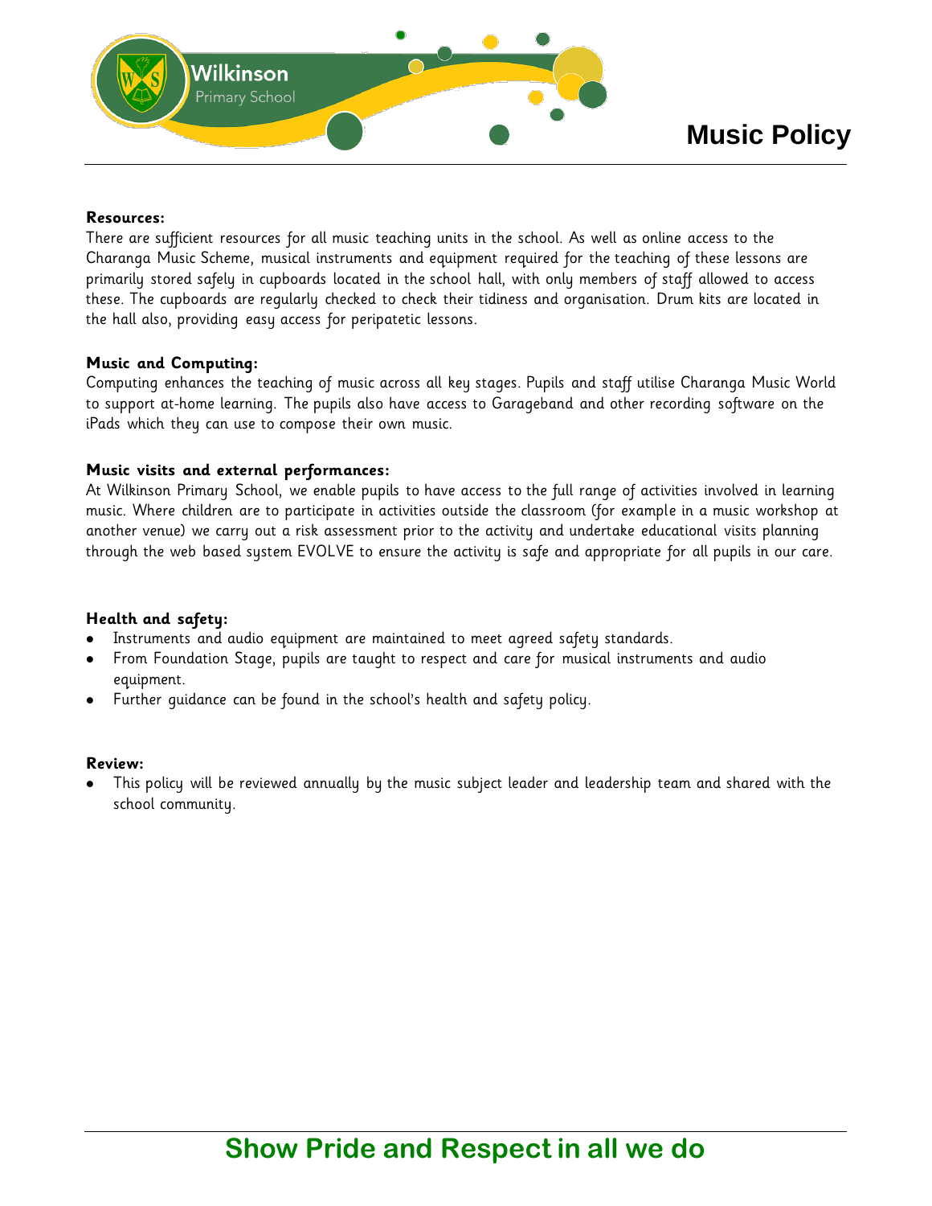**Resources:**

There are sufficient resources for all music teaching units in the school. As well as online access to the Charanga Music Scheme, musical instruments and equipment required for the teaching of these lessons are primarily stored safely in cupboards located in the school hall, with only members of staff allowed to access these. The cupboards are regularly checked to check their tidiness and organisation. Drum kits are located in the hall also, providing easy access for peripatetic lessons.

**Music and Computing:**

Computing enhances the teaching of music across all key stages. Pupils and staff utilise Charanga Music World to support at-home learning. The pupils also have access to Garageband and other recording software on the iPads which they can use to compose their own music.

**Music visits and external performances:**

At Wilkinson Primary School, we enable pupils to have access to the full range of activities involved in learning music. Where children are to participate in activities outside the classroom (for example in a music workshop at another venue) we carry out a risk assessment prior to the activity and undertake educational visits planning through the web based system EVOLVE to ensure the activity is safe and appropriate for all pupils in our care.

**Health and safety:**

- Instruments and audio equipment are maintained to meet agreed safety standards.
- From Foundation Stage, pupils are taught to respect and care for musical instruments and audio equipment.
- Further guidance can be found in the school's health and safety policy.

**Review:**

- This policy will be reviewed annually by the music subject leader and leadership team and shared with the school community.